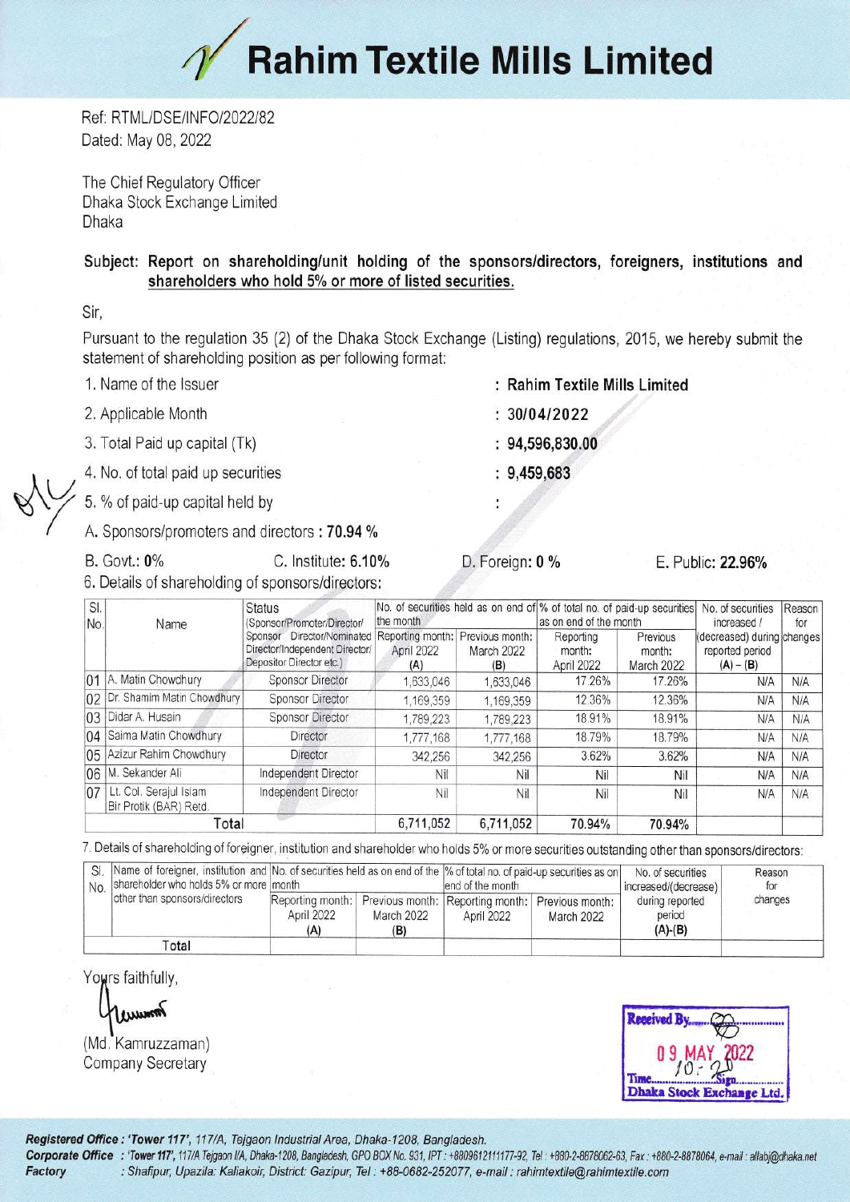# Rahim Textile Mills Limited

Ref: RTML/DSE/INFO/2022/82
Dated: May 08, 2022

The Chief Regulatory Officer
Dhaka Stock Exchange Limited
Dhaka

**Subject: Report on shareholding/unit holding of the sponsors/directors, foreigners, institutions and shareholders who hold 5% or more of listed securities.**

Sir,

Pursuant to the regulation 35 (2) of the Dhaka Stock Exchange (Listing) regulations, 2015, we hereby submit the statement of shareholding position as per following format:

1. Name of the Issuer : **Rahim Textile Mills Limited**
2. Applicable Month : **30/04/2022**
3. Total Paid up capital (Tk) : **94,596,830.00**
4. No. of total paid up securities : **9,459,683**
5. % of paid-up capital held by :

A. Sponsors/promoters and directors : **70.94 %**

B. Govt.: **0%** C. Institute: **6.10%** D. Foreign: **0 %** E. Public: **22.96%**

6. Details of shareholding of sponsors/directors:

| Sl. No. | Name | Status (Sponsor/Promoter/Director/ Sponsor Director/Nominated Director/Independent Director/ Depositor Director etc.) | No. of securities held as on end of the month | | % of total no. of paid-up securities as on end of the month | | No. of securities increased / (decreased) during reported period (A) – (B) | Reason for changes |
|---|---|---|---|---|---|---|---|---|
| | | | Reporting month: April 2022 (A) | Previous month: March 2022 (B) | Reporting month: April 2022 | Previous month: March 2022 | | |
| 01 | A. Matin Chowdhury | Sponsor Director | 1,633,046 | 1,633,046 | 17.26% | 17.26% | N/A | N/A |
| 02 | Dr. Shamim Matin Chowdhury | Sponsor Director | 1,169,359 | 1,169,359 | 12.36% | 12.36% | N/A | N/A |
| 03 | Didar A. Husain | Sponsor Director | 1,789,223 | 1,789,223 | 18.91% | 18.91% | N/A | N/A |
| 04 | Saima Matin Chowdhury | Director | 1,777,168 | 1,777,168 | 18.79% | 18.79% | N/A | N/A |
| 05 | Azizur Rahim Chowdhury | Director | 342,256 | 342,256 | 3.62% | 3.62% | N/A | N/A |
| 06 | M. Sekander Ali | Independent Director | Nil | Nil | Nil | Nil | N/A | N/A |
| 07 | Lt. Col. Serajul Islam Bir Protik (BAR) Retd. | Independent Director | Nil | Nil | Nil | Nil | N/A | N/A |
| | **Total** | | **6,711,052** | **6,711,052** | **70.94%** | **70.94%** | | |

7. Details of shareholding of foreigner, institution and shareholder who holds 5% or more securities outstanding other than sponsors/directors:

| Sl. No. | Name of foreigner, institution and shareholder who holds 5% or more other than sponsors/directors | No. of securities held as on end of the month | | % of total no. of paid-up securities as on end of the month | | No. of securities increased/(decrease) during reported period (A)-(B) | Reason for changes |
|---|---|---|---|---|---|---|---|
| | | Reporting month: April 2022 (A) | Previous month: March 2022 (B) | Reporting month: April 2022 | Previous month: March 2022 | | |
| | Total | | | | | | |

Yours faithfully,

(Md. Kamruzzaman)
Company Secretary

Received By
09 MAY 2022
Time 10:20 Sign
Dhaka Stock Exchange Ltd.

***Registered Office : 'Tower 117',** 117/A, Tejgaon Industrial Area, Dhaka-1208, Bangladesh.*
***Corporate Office** : 'Tower 117', 117/A Tejgaon I/A, Dhaka-1208, Bangladesh, GPO BOX No. 931, IPT : +8809612111177-92, Tel : +880-2-8878062-63, Fax : +880-2-8878064, e-mail : allabj@dhaka.net*
***Factory** : Shafipur, Upazila: Kaliakoir, District: Gazipur, Tel : +88-0682-252077, e-mail : rahimtextile@rahimtextile.com*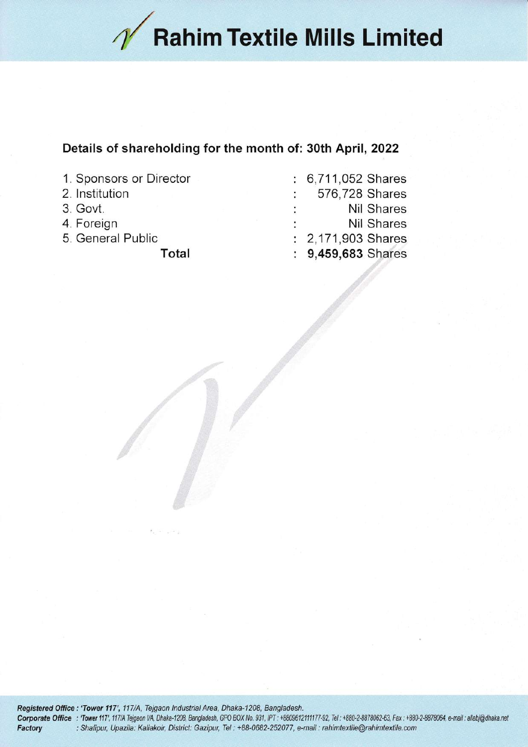# Rahim Textile Mills Limited

## Details of shareholding for the month of: 30th April, 2022

| | | |
|---|---|---|
| 1. Sponsors or Director | : | 6,711,052 Shares |
| 2. Institution | : | 576,728 Shares |
| 3. Govt. | : | Nil Shares |
| 4. Foreign | : | Nil Shares |
| 5. General Public | : | 2,171,903 Shares |
| **Total** | : | **9,459,683** Shares |

***Registered Office :*** ***'Tower 117',*** *117/A, Tejgaon Industrial Area, Dhaka-1208, Bangladesh.*

***Corporate Office*** *: 'Tower 117', 117/A Tejgaon I/A, Dhaka-1208, Bangladesh, GPO BOX No. 931, IPT : +8809612111177-92, Tel : +880-2-8878062-63, Fax : +880-2-8878064, e-mail : allabj@dhaka.net*

***Factory*** *: Shafipur, Upazila: Kaliakoir, District: Gazipur, Tel : +88-0682-252077, e-mail : rahimtextile@rahimtextile.com*